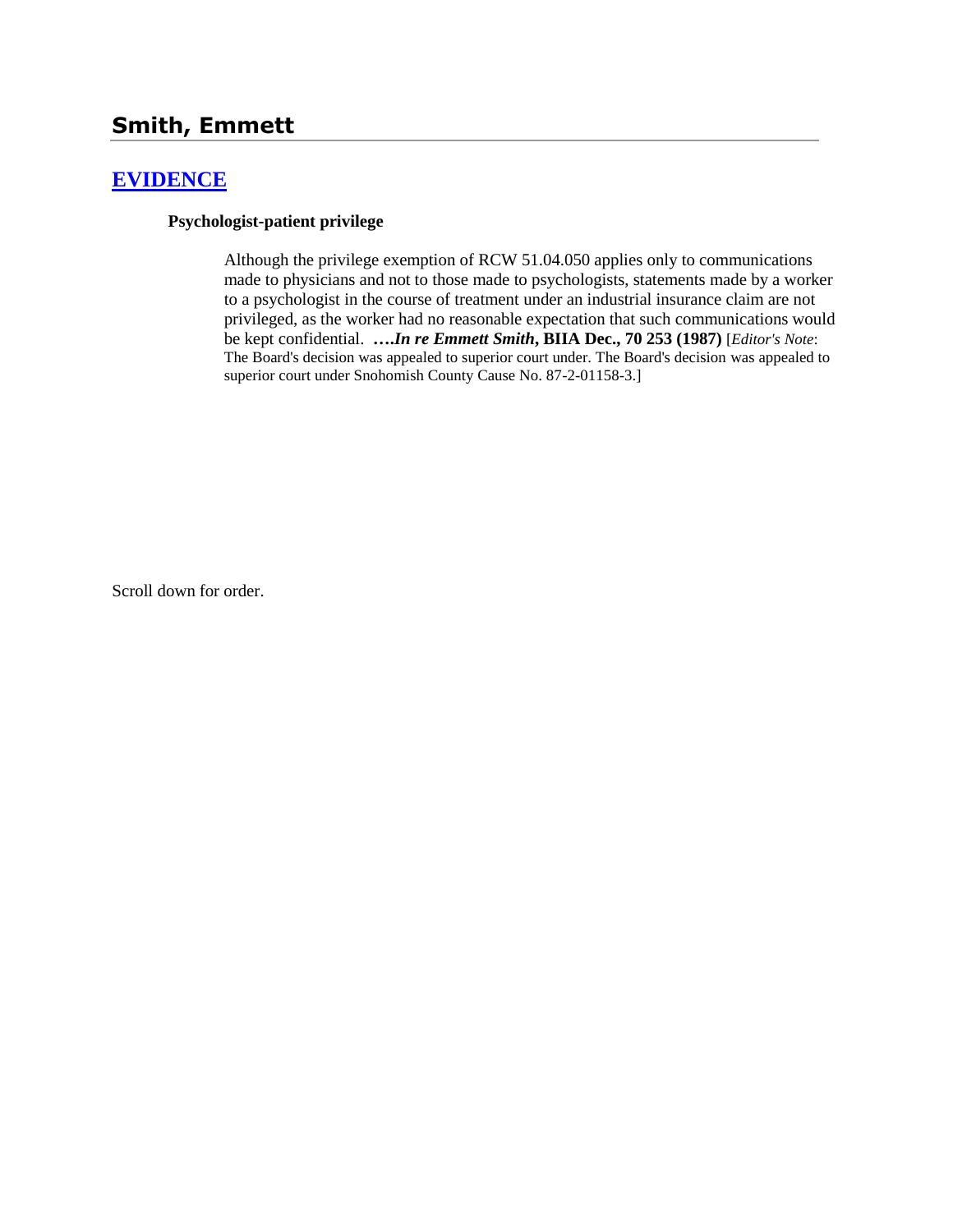## Smith, Emmett

## [EVIDENCE]

**Psychologist-patient privilege**

> Although the privilege exemption of RCW 51.04.050 applies only to communications made to physicians and not to those made to psychologists, statements made by a worker to a psychologist in the course of treatment under an industrial insurance claim are not privileged, as the worker had no reasonable expectation that such communications would be kept confidential. ***….In re Emmett Smith*, BIIA Dec., 70 253 (1987)** [*Editor's Note*: The Board's decision was appealed to superior court under. The Board's decision was appealed to superior court under Snohomish County Cause No. 87-2-01158-3.]

Scroll down for order.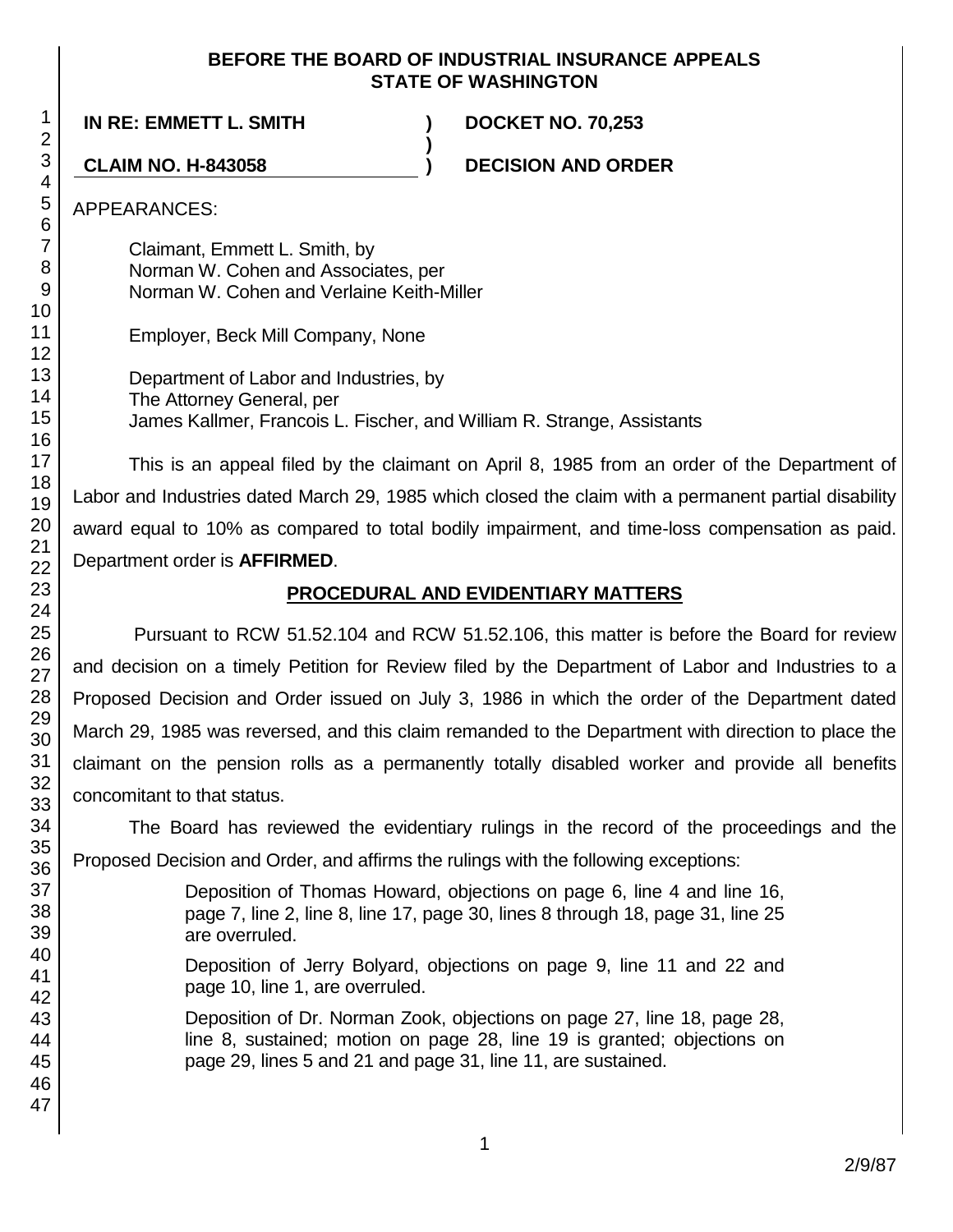**BEFORE THE BOARD OF INDUSTRIAL INSURANCE APPEALS**
**STATE OF WASHINGTON**

**IN RE: EMMETT L. SMITH** ) **DOCKET NO. 70,253**
)
**CLAIM NO. H-843058** ) **DECISION AND ORDER**

APPEARANCES:

Claimant, Emmett L. Smith, by
Norman W. Cohen and Associates, per
Norman W. Cohen and Verlaine Keith-Miller

Employer, Beck Mill Company, None

Department of Labor and Industries, by
The Attorney General, per
James Kallmer, Francois L. Fischer, and William R. Strange, Assistants

This is an appeal filed by the claimant on April 8, 1985 from an order of the Department of Labor and Industries dated March 29, 1985 which closed the claim with a permanent partial disability award equal to 10% as compared to total bodily impairment, and time-loss compensation as paid. Department order is **AFFIRMED**.

## PROCEDURAL AND EVIDENTIARY MATTERS

Pursuant to RCW 51.52.104 and RCW 51.52.106, this matter is before the Board for review and decision on a timely Petition for Review filed by the Department of Labor and Industries to a Proposed Decision and Order issued on July 3, 1986 in which the order of the Department dated March 29, 1985 was reversed, and this claim remanded to the Department with direction to place the claimant on the pension rolls as a permanently totally disabled worker and provide all benefits concomitant to that status.

The Board has reviewed the evidentiary rulings in the record of the proceedings and the Proposed Decision and Order, and affirms the rulings with the following exceptions:

> Deposition of Thomas Howard, objections on page 6, line 4 and line 16, page 7, line 2, line 8, line 17, page 30, lines 8 through 18, page 31, line 25 are overruled.
>
> Deposition of Jerry Bolyard, objections on page 9, line 11 and 22 and page 10, line 1, are overruled.
>
> Deposition of Dr. Norman Zook, objections on page 27, line 18, page 28, line 8, sustained; motion on page 28, line 19 is granted; objections on page 29, lines 5 and 21 and page 31, line 11, are sustained.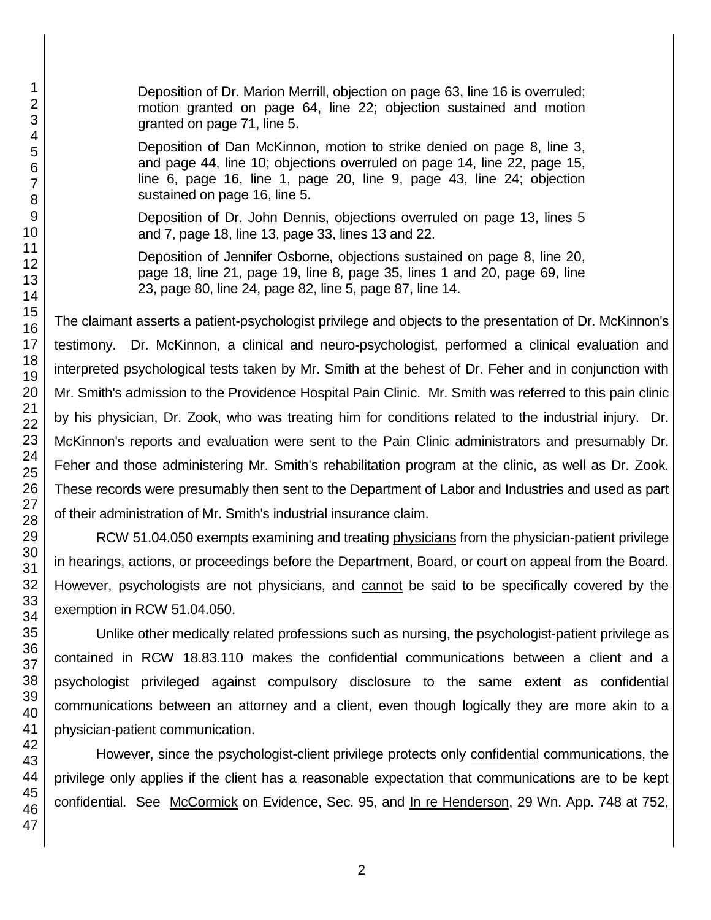Deposition of Dr. Marion Merrill, objection on page 63, line 16 is overruled; motion granted on page 64, line 22; objection sustained and motion granted on page 71, line 5.

Deposition of Dan McKinnon, motion to strike denied on page 8, line 3, and page 44, line 10; objections overruled on page 14, line 22, page 15, line 6, page 16, line 1, page 20, line 9, page 43, line 24; objection sustained on page 16, line 5.

Deposition of Dr. John Dennis, objections overruled on page 13, lines 5 and 7, page 18, line 13, page 33, lines 13 and 22.

Deposition of Jennifer Osborne, objections sustained on page 8, line 20, page 18, line 21, page 19, line 8, page 35, lines 1 and 20, page 69, line 23, page 80, line 24, page 82, line 5, page 87, line 14.

The claimant asserts a patient-psychologist privilege and objects to the presentation of Dr. McKinnon's testimony. Dr. McKinnon, a clinical and neuro-psychologist, performed a clinical evaluation and interpreted psychological tests taken by Mr. Smith at the behest of Dr. Feher and in conjunction with Mr. Smith's admission to the Providence Hospital Pain Clinic. Mr. Smith was referred to this pain clinic by his physician, Dr. Zook, who was treating him for conditions related to the industrial injury. Dr. McKinnon's reports and evaluation were sent to the Pain Clinic administrators and presumably Dr. Feher and those administering Mr. Smith's rehabilitation program at the clinic, as well as Dr. Zook. These records were presumably then sent to the Department of Labor and Industries and used as part of their administration of Mr. Smith's industrial insurance claim.

RCW 51.04.050 exempts examining and treating physicians from the physician-patient privilege in hearings, actions, or proceedings before the Department, Board, or court on appeal from the Board. However, psychologists are not physicians, and cannot be said to be specifically covered by the exemption in RCW 51.04.050.

Unlike other medically related professions such as nursing, the psychologist-patient privilege as contained in RCW 18.83.110 makes the confidential communications between a client and a psychologist privileged against compulsory disclosure to the same extent as confidential communications between an attorney and a client, even though logically they are more akin to a physician-patient communication.

However, since the psychologist-client privilege protects only confidential communications, the privilege only applies if the client has a reasonable expectation that communications are to be kept confidential. See McCormick on Evidence, Sec. 95, and In re Henderson, 29 Wn. App. 748 at 752,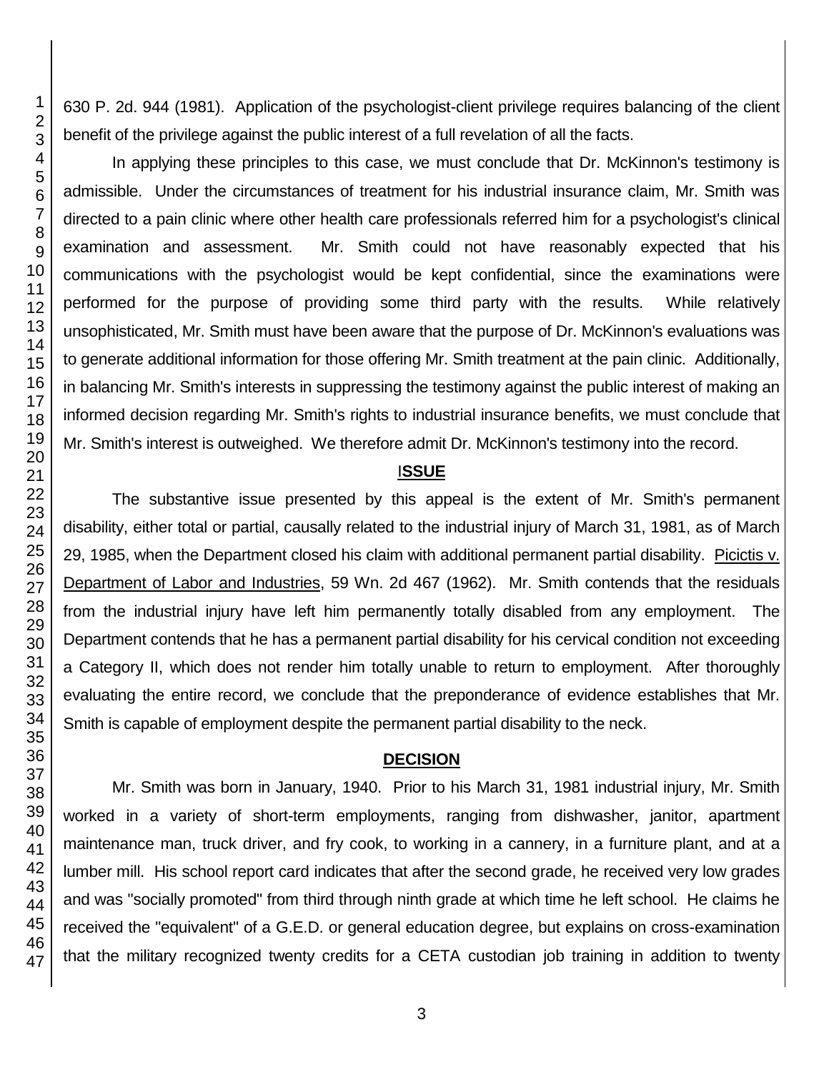630 P. 2d. 944 (1981). Application of the psychologist-client privilege requires balancing of the client benefit of the privilege against the public interest of a full revelation of all the facts.

In applying these principles to this case, we must conclude that Dr. McKinnon's testimony is admissible. Under the circumstances of treatment for his industrial insurance claim, Mr. Smith was directed to a pain clinic where other health care professionals referred him for a psychologist's clinical examination and assessment. Mr. Smith could not have reasonably expected that his communications with the psychologist would be kept confidential, since the examinations were performed for the purpose of providing some third party with the results. While relatively unsophisticated, Mr. Smith must have been aware that the purpose of Dr. McKinnon's evaluations was to generate additional information for those offering Mr. Smith treatment at the pain clinic. Additionally, in balancing Mr. Smith's interests in suppressing the testimony against the public interest of making an informed decision regarding Mr. Smith's rights to industrial insurance benefits, we must conclude that Mr. Smith's interest is outweighed. We therefore admit Dr. McKinnon's testimony into the record.

## ISSUE

The substantive issue presented by this appeal is the extent of Mr. Smith's permanent disability, either total or partial, causally related to the industrial injury of March 31, 1981, as of March 29, 1985, when the Department closed his claim with additional permanent partial disability. Picictis v. Department of Labor and Industries, 59 Wn. 2d 467 (1962). Mr. Smith contends that the residuals from the industrial injury have left him permanently totally disabled from any employment. The Department contends that he has a permanent partial disability for his cervical condition not exceeding a Category II, which does not render him totally unable to return to employment. After thoroughly evaluating the entire record, we conclude that the preponderance of evidence establishes that Mr. Smith is capable of employment despite the permanent partial disability to the neck.

## DECISION

Mr. Smith was born in January, 1940. Prior to his March 31, 1981 industrial injury, Mr. Smith worked in a variety of short-term employments, ranging from dishwasher, janitor, apartment maintenance man, truck driver, and fry cook, to working in a cannery, in a furniture plant, and at a lumber mill. His school report card indicates that after the second grade, he received very low grades and was "socially promoted" from third through ninth grade at which time he left school. He claims he received the "equivalent" of a G.E.D. or general education degree, but explains on cross-examination that the military recognized twenty credits for a CETA custodian job training in addition to twenty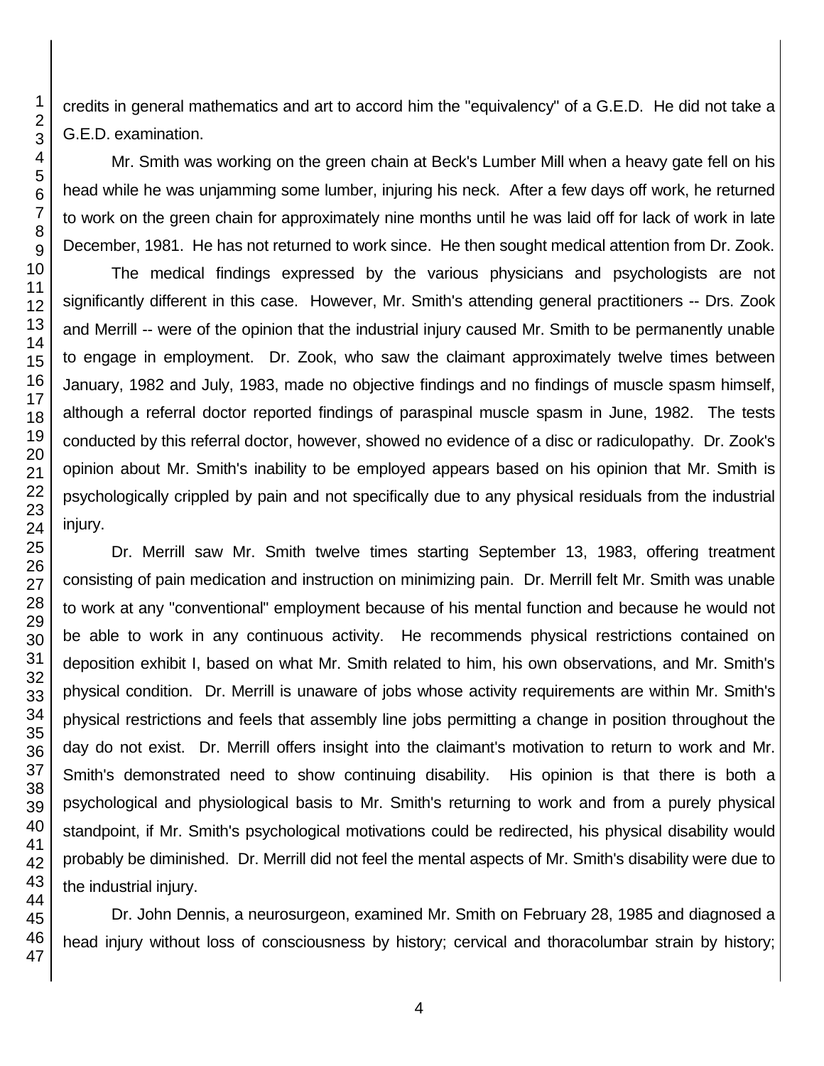credits in general mathematics and art to accord him the "equivalency" of a G.E.D. He did not take a G.E.D. examination.

Mr. Smith was working on the green chain at Beck's Lumber Mill when a heavy gate fell on his head while he was unjamming some lumber, injuring his neck. After a few days off work, he returned to work on the green chain for approximately nine months until he was laid off for lack of work in late December, 1981. He has not returned to work since. He then sought medical attention from Dr. Zook.

The medical findings expressed by the various physicians and psychologists are not significantly different in this case. However, Mr. Smith's attending general practitioners -- Drs. Zook and Merrill -- were of the opinion that the industrial injury caused Mr. Smith to be permanently unable to engage in employment. Dr. Zook, who saw the claimant approximately twelve times between January, 1982 and July, 1983, made no objective findings and no findings of muscle spasm himself, although a referral doctor reported findings of paraspinal muscle spasm in June, 1982. The tests conducted by this referral doctor, however, showed no evidence of a disc or radiculopathy. Dr. Zook's opinion about Mr. Smith's inability to be employed appears based on his opinion that Mr. Smith is psychologically crippled by pain and not specifically due to any physical residuals from the industrial injury.

Dr. Merrill saw Mr. Smith twelve times starting September 13, 1983, offering treatment consisting of pain medication and instruction on minimizing pain. Dr. Merrill felt Mr. Smith was unable to work at any "conventional" employment because of his mental function and because he would not be able to work in any continuous activity. He recommends physical restrictions contained on deposition exhibit I, based on what Mr. Smith related to him, his own observations, and Mr. Smith's physical condition. Dr. Merrill is unaware of jobs whose activity requirements are within Mr. Smith's physical restrictions and feels that assembly line jobs permitting a change in position throughout the day do not exist. Dr. Merrill offers insight into the claimant's motivation to return to work and Mr. Smith's demonstrated need to show continuing disability. His opinion is that there is both a psychological and physiological basis to Mr. Smith's returning to work and from a purely physical standpoint, if Mr. Smith's psychological motivations could be redirected, his physical disability would probably be diminished. Dr. Merrill did not feel the mental aspects of Mr. Smith's disability were due to the industrial injury.

Dr. John Dennis, a neurosurgeon, examined Mr. Smith on February 28, 1985 and diagnosed a head injury without loss of consciousness by history; cervical and thoracolumbar strain by history;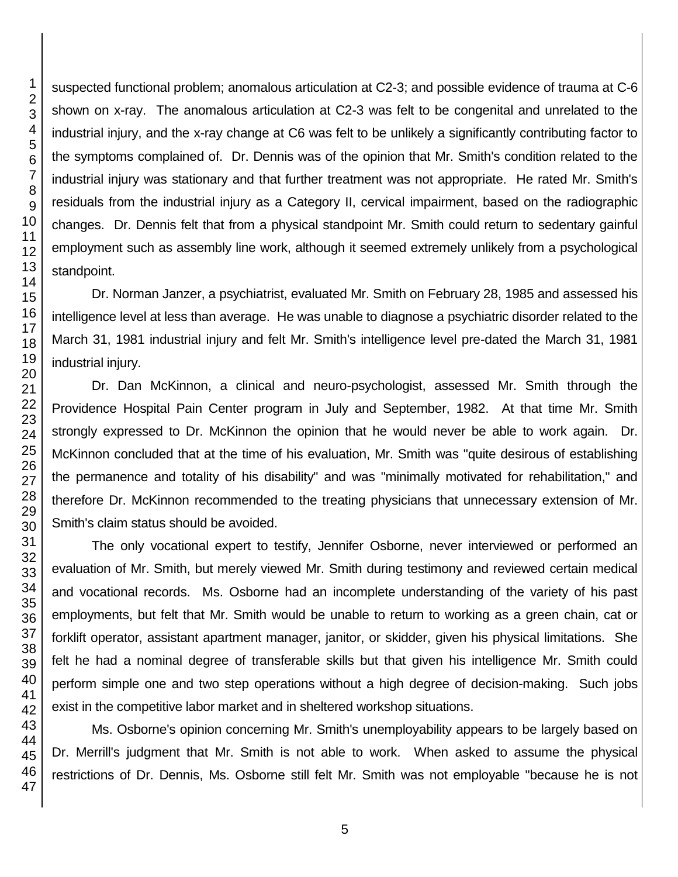suspected functional problem; anomalous articulation at C2-3; and possible evidence of trauma at C-6 shown on x-ray. The anomalous articulation at C2-3 was felt to be congenital and unrelated to the industrial injury, and the x-ray change at C6 was felt to be unlikely a significantly contributing factor to the symptoms complained of. Dr. Dennis was of the opinion that Mr. Smith's condition related to the industrial injury was stationary and that further treatment was not appropriate. He rated Mr. Smith's residuals from the industrial injury as a Category II, cervical impairment, based on the radiographic changes. Dr. Dennis felt that from a physical standpoint Mr. Smith could return to sedentary gainful employment such as assembly line work, although it seemed extremely unlikely from a psychological standpoint.

Dr. Norman Janzer, a psychiatrist, evaluated Mr. Smith on February 28, 1985 and assessed his intelligence level at less than average. He was unable to diagnose a psychiatric disorder related to the March 31, 1981 industrial injury and felt Mr. Smith's intelligence level pre-dated the March 31, 1981 industrial injury.

Dr. Dan McKinnon, a clinical and neuro-psychologist, assessed Mr. Smith through the Providence Hospital Pain Center program in July and September, 1982. At that time Mr. Smith strongly expressed to Dr. McKinnon the opinion that he would never be able to work again. Dr. McKinnon concluded that at the time of his evaluation, Mr. Smith was "quite desirous of establishing the permanence and totality of his disability" and was "minimally motivated for rehabilitation," and therefore Dr. McKinnon recommended to the treating physicians that unnecessary extension of Mr. Smith's claim status should be avoided.

The only vocational expert to testify, Jennifer Osborne, never interviewed or performed an evaluation of Mr. Smith, but merely viewed Mr. Smith during testimony and reviewed certain medical and vocational records. Ms. Osborne had an incomplete understanding of the variety of his past employments, but felt that Mr. Smith would be unable to return to working as a green chain, cat or forklift operator, assistant apartment manager, janitor, or skidder, given his physical limitations. She felt he had a nominal degree of transferable skills but that given his intelligence Mr. Smith could perform simple one and two step operations without a high degree of decision-making. Such jobs exist in the competitive labor market and in sheltered workshop situations.

Ms. Osborne's opinion concerning Mr. Smith's unemployability appears to be largely based on Dr. Merrill's judgment that Mr. Smith is not able to work. When asked to assume the physical restrictions of Dr. Dennis, Ms. Osborne still felt Mr. Smith was not employable "because he is not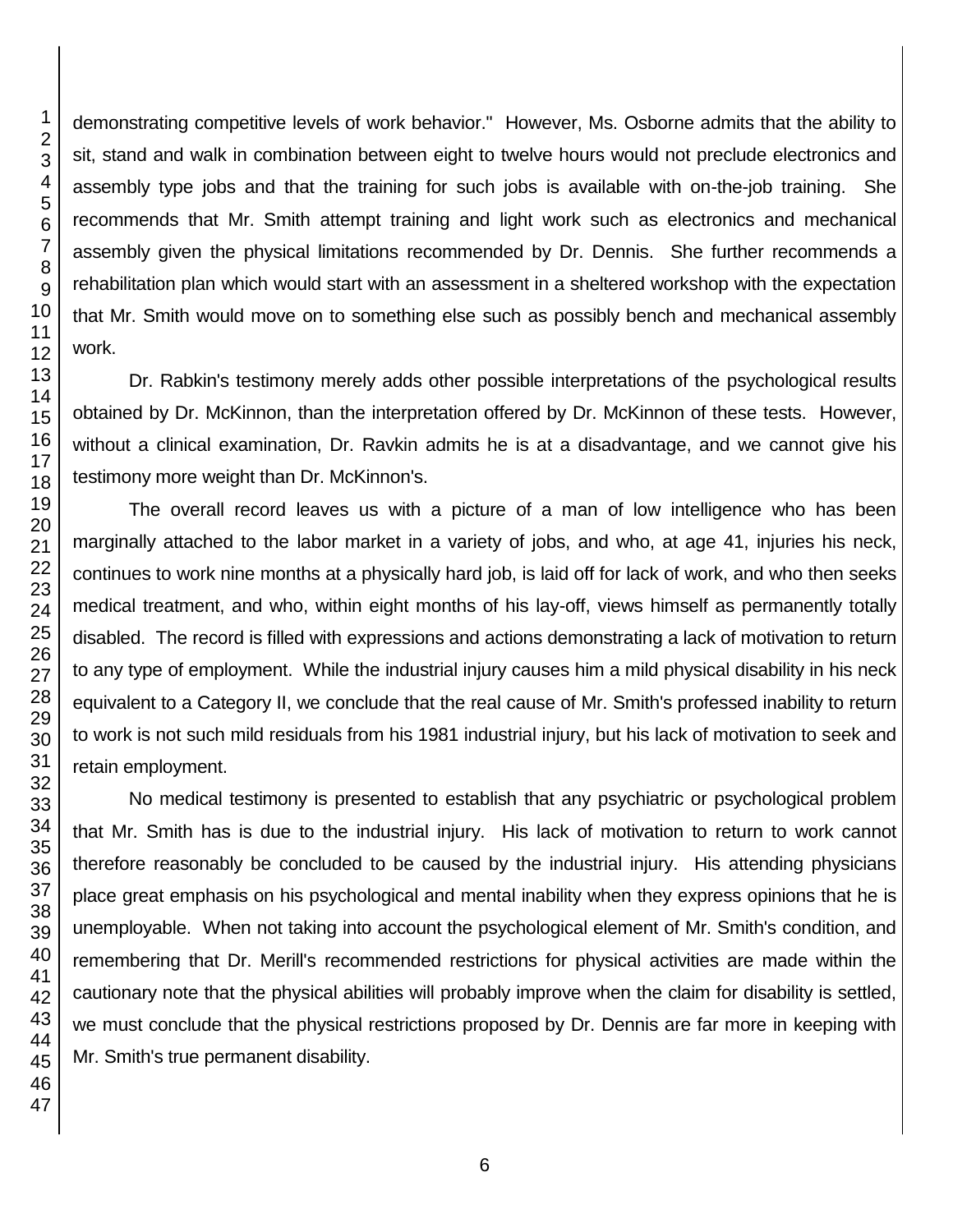demonstrating competitive levels of work behavior." However, Ms. Osborne admits that the ability to sit, stand and walk in combination between eight to twelve hours would not preclude electronics and assembly type jobs and that the training for such jobs is available with on-the-job training. She recommends that Mr. Smith attempt training and light work such as electronics and mechanical assembly given the physical limitations recommended by Dr. Dennis. She further recommends a rehabilitation plan which would start with an assessment in a sheltered workshop with the expectation that Mr. Smith would move on to something else such as possibly bench and mechanical assembly work.

Dr. Rabkin's testimony merely adds other possible interpretations of the psychological results obtained by Dr. McKinnon, than the interpretation offered by Dr. McKinnon of these tests. However, without a clinical examination, Dr. Ravkin admits he is at a disadvantage, and we cannot give his testimony more weight than Dr. McKinnon's.

The overall record leaves us with a picture of a man of low intelligence who has been marginally attached to the labor market in a variety of jobs, and who, at age 41, injuries his neck, continues to work nine months at a physically hard job, is laid off for lack of work, and who then seeks medical treatment, and who, within eight months of his lay-off, views himself as permanently totally disabled. The record is filled with expressions and actions demonstrating a lack of motivation to return to any type of employment. While the industrial injury causes him a mild physical disability in his neck equivalent to a Category II, we conclude that the real cause of Mr. Smith's professed inability to return to work is not such mild residuals from his 1981 industrial injury, but his lack of motivation to seek and retain employment.

No medical testimony is presented to establish that any psychiatric or psychological problem that Mr. Smith has is due to the industrial injury. His lack of motivation to return to work cannot therefore reasonably be concluded to be caused by the industrial injury. His attending physicians place great emphasis on his psychological and mental inability when they express opinions that he is unemployable. When not taking into account the psychological element of Mr. Smith's condition, and remembering that Dr. Merill's recommended restrictions for physical activities are made within the cautionary note that the physical abilities will probably improve when the claim for disability is settled, we must conclude that the physical restrictions proposed by Dr. Dennis are far more in keeping with Mr. Smith's true permanent disability.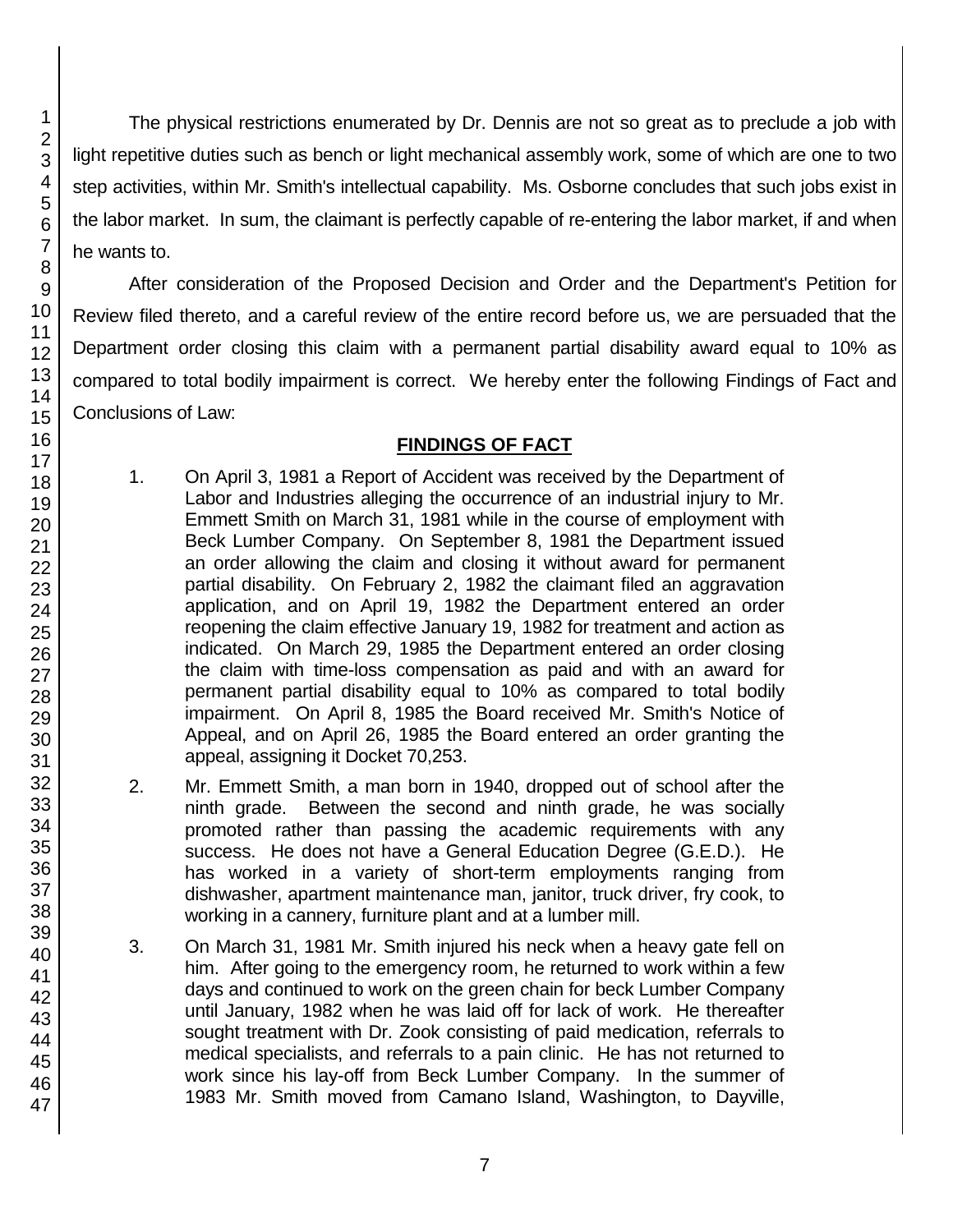The physical restrictions enumerated by Dr. Dennis are not so great as to preclude a job with light repetitive duties such as bench or light mechanical assembly work, some of which are one to two step activities, within Mr. Smith's intellectual capability. Ms. Osborne concludes that such jobs exist in the labor market. In sum, the claimant is perfectly capable of re-entering the labor market, if and when he wants to.

After consideration of the Proposed Decision and Order and the Department's Petition for Review filed thereto, and a careful review of the entire record before us, we are persuaded that the Department order closing this claim with a permanent partial disability award equal to 10% as compared to total bodily impairment is correct. We hereby enter the following Findings of Fact and Conclusions of Law:

## FINDINGS OF FACT

1. On April 3, 1981 a Report of Accident was received by the Department of Labor and Industries alleging the occurrence of an industrial injury to Mr. Emmett Smith on March 31, 1981 while in the course of employment with Beck Lumber Company. On September 8, 1981 the Department issued an order allowing the claim and closing it without award for permanent partial disability. On February 2, 1982 the claimant filed an aggravation application, and on April 19, 1982 the Department entered an order reopening the claim effective January 19, 1982 for treatment and action as indicated. On March 29, 1985 the Department entered an order closing the claim with time-loss compensation as paid and with an award for permanent partial disability equal to 10% as compared to total bodily impairment. On April 8, 1985 the Board received Mr. Smith's Notice of Appeal, and on April 26, 1985 the Board entered an order granting the appeal, assigning it Docket 70,253.

2. Mr. Emmett Smith, a man born in 1940, dropped out of school after the ninth grade. Between the second and ninth grade, he was socially promoted rather than passing the academic requirements with any success. He does not have a General Education Degree (G.E.D.). He has worked in a variety of short-term employments ranging from dishwasher, apartment maintenance man, janitor, truck driver, fry cook, to working in a cannery, furniture plant and at a lumber mill.

3. On March 31, 1981 Mr. Smith injured his neck when a heavy gate fell on him. After going to the emergency room, he returned to work within a few days and continued to work on the green chain for beck Lumber Company until January, 1982 when he was laid off for lack of work. He thereafter sought treatment with Dr. Zook consisting of paid medication, referrals to medical specialists, and referrals to a pain clinic. He has not returned to work since his lay-off from Beck Lumber Company. In the summer of 1983 Mr. Smith moved from Camano Island, Washington, to Dayville,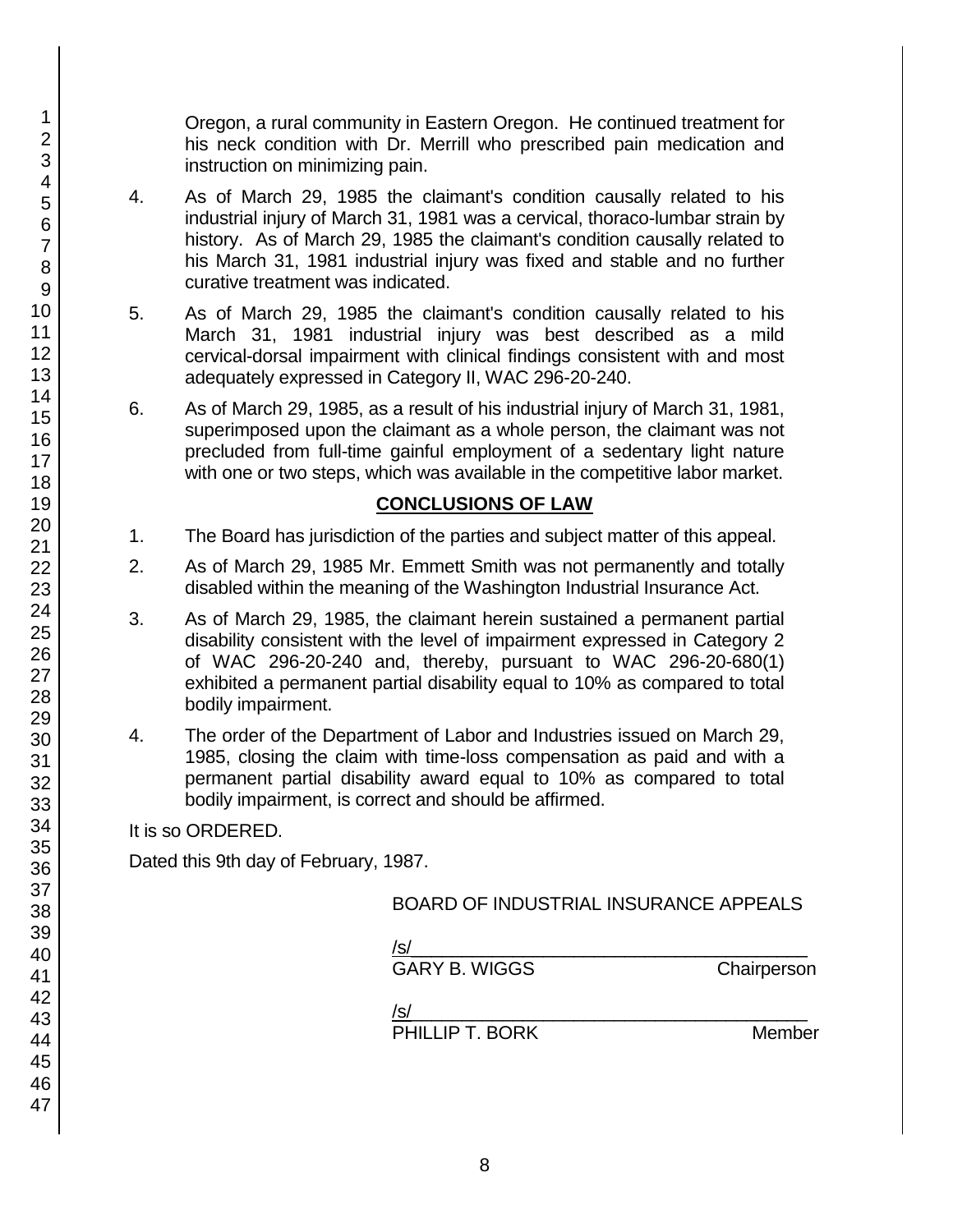Oregon, a rural community in Eastern Oregon. He continued treatment for his neck condition with Dr. Merrill who prescribed pain medication and instruction on minimizing pain.

4. As of March 29, 1985 the claimant's condition causally related to his industrial injury of March 31, 1981 was a cervical, thoraco-lumbar strain by history. As of March 29, 1985 the claimant's condition causally related to his March 31, 1981 industrial injury was fixed and stable and no further curative treatment was indicated.

5. As of March 29, 1985 the claimant's condition causally related to his March 31, 1981 industrial injury was best described as a mild cervical-dorsal impairment with clinical findings consistent with and most adequately expressed in Category II, WAC 296-20-240.

6. As of March 29, 1985, as a result of his industrial injury of March 31, 1981, superimposed upon the claimant as a whole person, the claimant was not precluded from full-time gainful employment of a sedentary light nature with one or two steps, which was available in the competitive labor market.

## CONCLUSIONS OF LAW

1. The Board has jurisdiction of the parties and subject matter of this appeal.

2. As of March 29, 1985 Mr. Emmett Smith was not permanently and totally disabled within the meaning of the Washington Industrial Insurance Act.

3. As of March 29, 1985, the claimant herein sustained a permanent partial disability consistent with the level of impairment expressed in Category 2 of WAC 296-20-240 and, thereby, pursuant to WAC 296-20-680(1) exhibited a permanent partial disability equal to 10% as compared to total bodily impairment.

4. The order of the Department of Labor and Industries issued on March 29, 1985, closing the claim with time-loss compensation as paid and with a permanent partial disability award equal to 10% as compared to total bodily impairment, is correct and should be affirmed.

It is so ORDERED.

Dated this 9th day of February, 1987.

BOARD OF INDUSTRIAL INSURANCE APPEALS

/s/
GARY B. WIGGS Chairperson

/s/
PHILLIP T. BORK Member